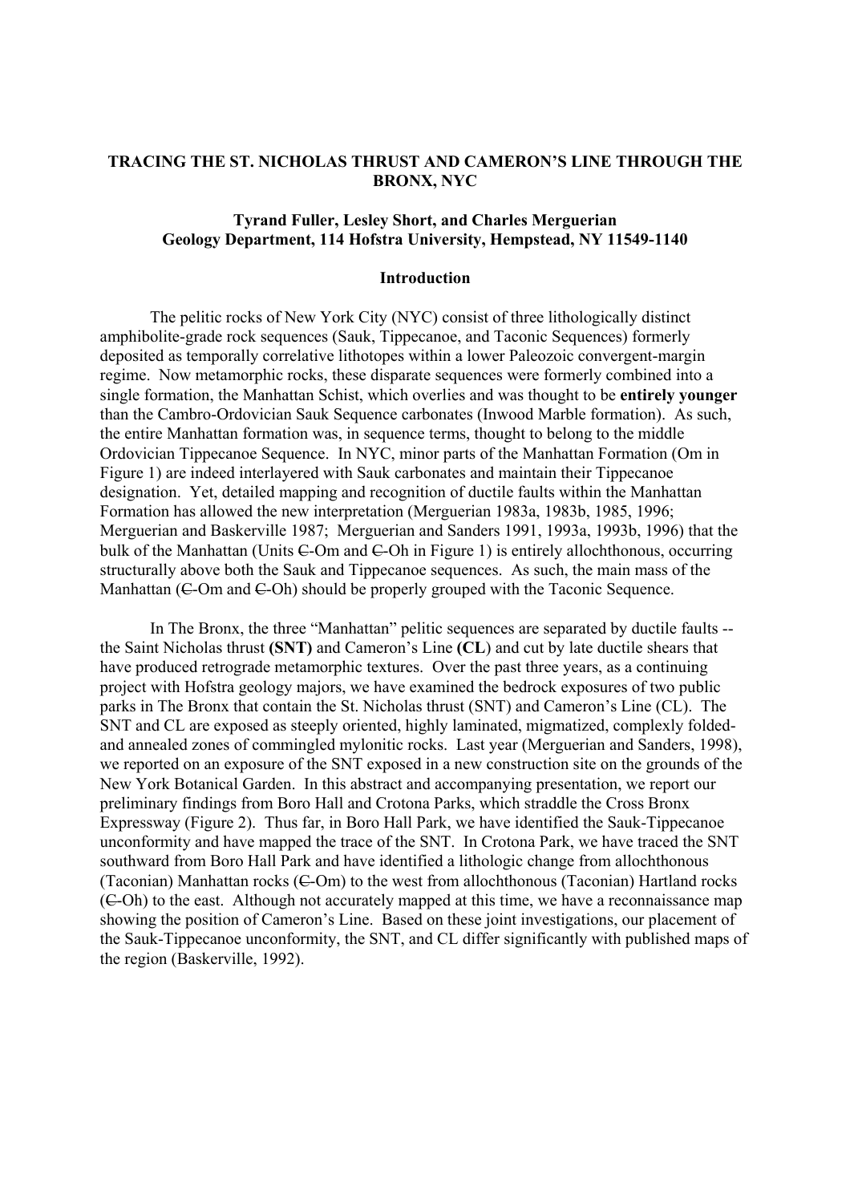# TRACING THE ST. NICHOLAS THRUST AND CAMERON'S LINE THROUGH THE BRONX, NYC

**Tyrand Fuller, Lesley Short, and Charles Merguerian**
**Geology Department, 114 Hofstra University, Hempstead, NY 11549-1140**

## Introduction

The pelitic rocks of New York City (NYC) consist of three lithologically distinct amphibolite-grade rock sequences (Sauk, Tippecanoe, and Taconic Sequences) formerly deposited as temporally correlative lithotopes within a lower Paleozoic convergent-margin regime. Now metamorphic rocks, these disparate sequences were formerly combined into a single formation, the Manhattan Schist, which overlies and was thought to be **entirely younger** than the Cambro-Ordovician Sauk Sequence carbonates (Inwood Marble formation). As such, the entire Manhattan formation was, in sequence terms, thought to belong to the middle Ordovician Tippecanoe Sequence. In NYC, minor parts of the Manhattan Formation (Om in Figure 1) are indeed interlayered with Sauk carbonates and maintain their Tippecanoe designation. Yet, detailed mapping and recognition of ductile faults within the Manhattan Formation has allowed the new interpretation (Merguerian 1983a, 1983b, 1985, 1996; Merguerian and Baskerville 1987; Merguerian and Sanders 1991, 1993a, 1993b, 1996) that the bulk of the Manhattan (Units Ꞓ-Om and Ꞓ-Oh in Figure 1) is entirely allochthonous, occurring structurally above both the Sauk and Tippecanoe sequences. As such, the main mass of the Manhattan (Ꞓ-Om and Ꞓ-Oh) should be properly grouped with the Taconic Sequence.

In The Bronx, the three "Manhattan" pelitic sequences are separated by ductile faults -- the Saint Nicholas thrust **(SNT)** and Cameron's Line **(CL)** and cut by late ductile shears that have produced retrograde metamorphic textures. Over the past three years, as a continuing project with Hofstra geology majors, we have examined the bedrock exposures of two public parks in The Bronx that contain the St. Nicholas thrust (SNT) and Cameron's Line (CL). The SNT and CL are exposed as steeply oriented, highly laminated, migmatized, complexly folded- and annealed zones of commingled mylonitic rocks. Last year (Merguerian and Sanders, 1998), we reported on an exposure of the SNT exposed in a new construction site on the grounds of the New York Botanical Garden. In this abstract and accompanying presentation, we report our preliminary findings from Boro Hall and Crotona Parks, which straddle the Cross Bronx Expressway (Figure 2). Thus far, in Boro Hall Park, we have identified the Sauk-Tippecanoe unconformity and have mapped the trace of the SNT. In Crotona Park, we have traced the SNT southward from Boro Hall Park and have identified a lithologic change from allochthonous (Taconian) Manhattan rocks (Ꞓ-Om) to the west from allochthonous (Taconian) Hartland rocks (Ꞓ-Oh) to the east. Although not accurately mapped at this time, we have a reconnaissance map showing the position of Cameron's Line. Based on these joint investigations, our placement of the Sauk-Tippecanoe unconformity, the SNT, and CL differ significantly with published maps of the region (Baskerville, 1992).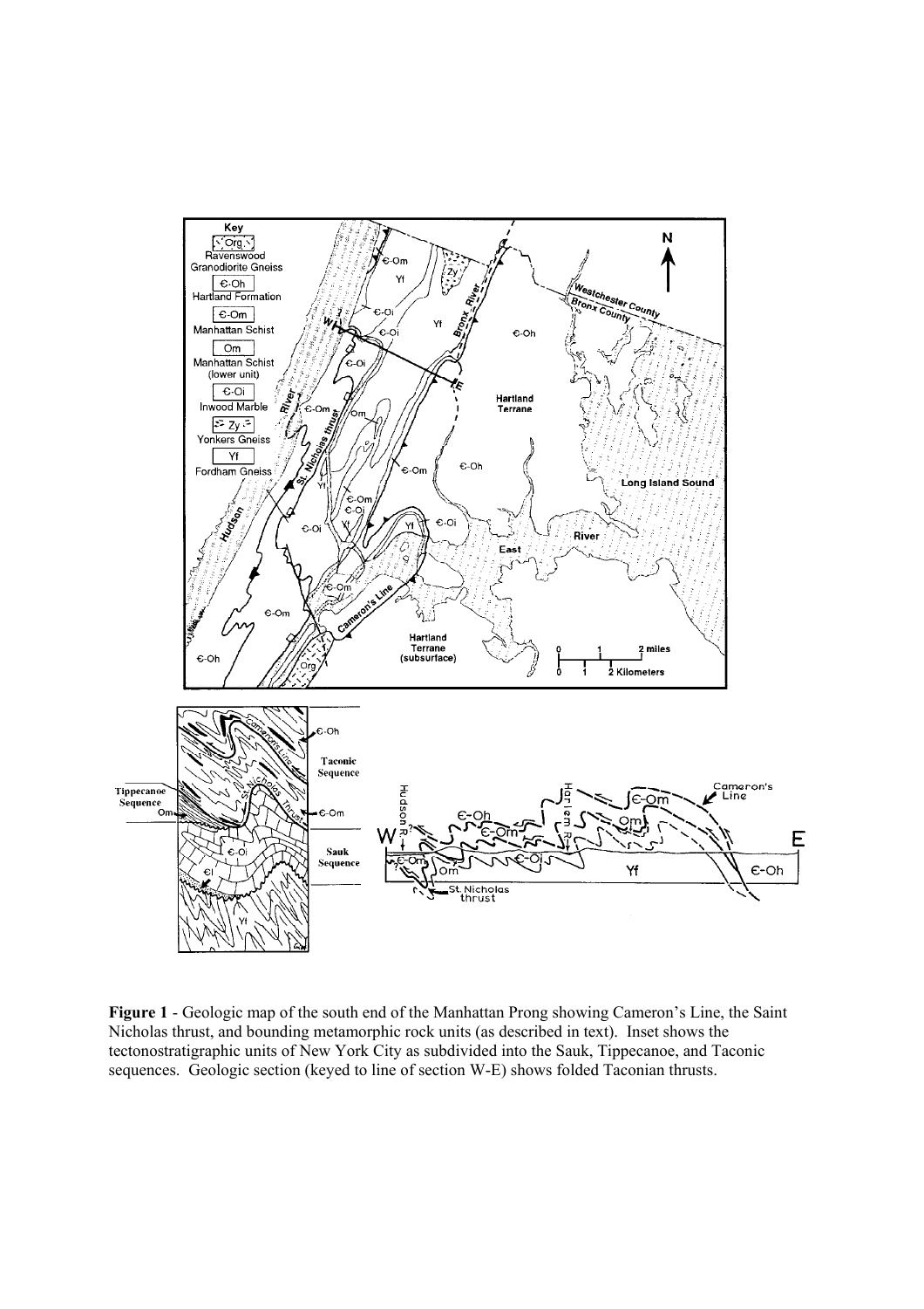**Figure 1** - Geologic map of the south end of the Manhattan Prong showing Cameron's Line, the Saint Nicholas thrust, and bounding metamorphic rock units (as described in text). Inset shows the tectonostratigraphic units of New York City as subdivided into the Sauk, Tippecanoe, and Taconic sequences. Geologic section (keyed to line of section W-E) shows folded Taconian thrusts.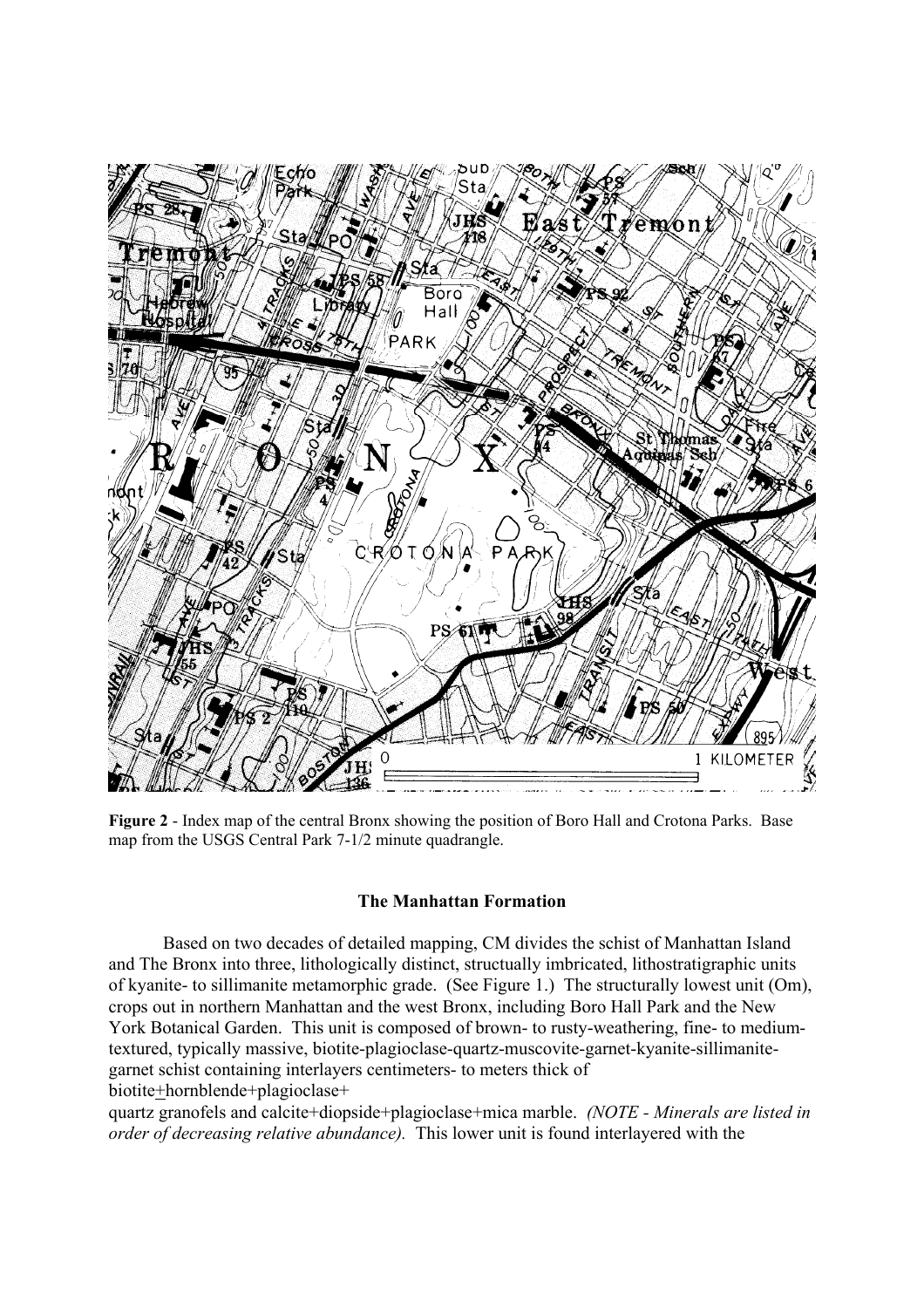**Figure 2** - Index map of the central Bronx showing the position of Boro Hall and Crotona Parks. Base map from the USGS Central Park 7-1/2 minute quadrangle.

### The Manhattan Formation

Based on two decades of detailed mapping, CM divides the schist of Manhattan Island and The Bronx into three, lithologically distinct, structually imbricated, lithostratigraphic units of kyanite- to sillimanite metamorphic grade. (See Figure 1.) The structurally lowest unit (Om), crops out in northern Manhattan and the west Bronx, including Boro Hall Park and the New York Botanical Garden. This unit is composed of brown- to rusty-weathering, fine- to medium-textured, typically massive, biotite-plagioclase-quartz-muscovite-garnet-kyanite-sillimanite-garnet schist containing interlayers centimeters- to meters thick of biotite±hornblende+plagioclase+quartz granofels and calcite+diopside+plagioclase+mica marble. *(NOTE - Minerals are listed in order of decreasing relative abundance).* This lower unit is found interlayered with the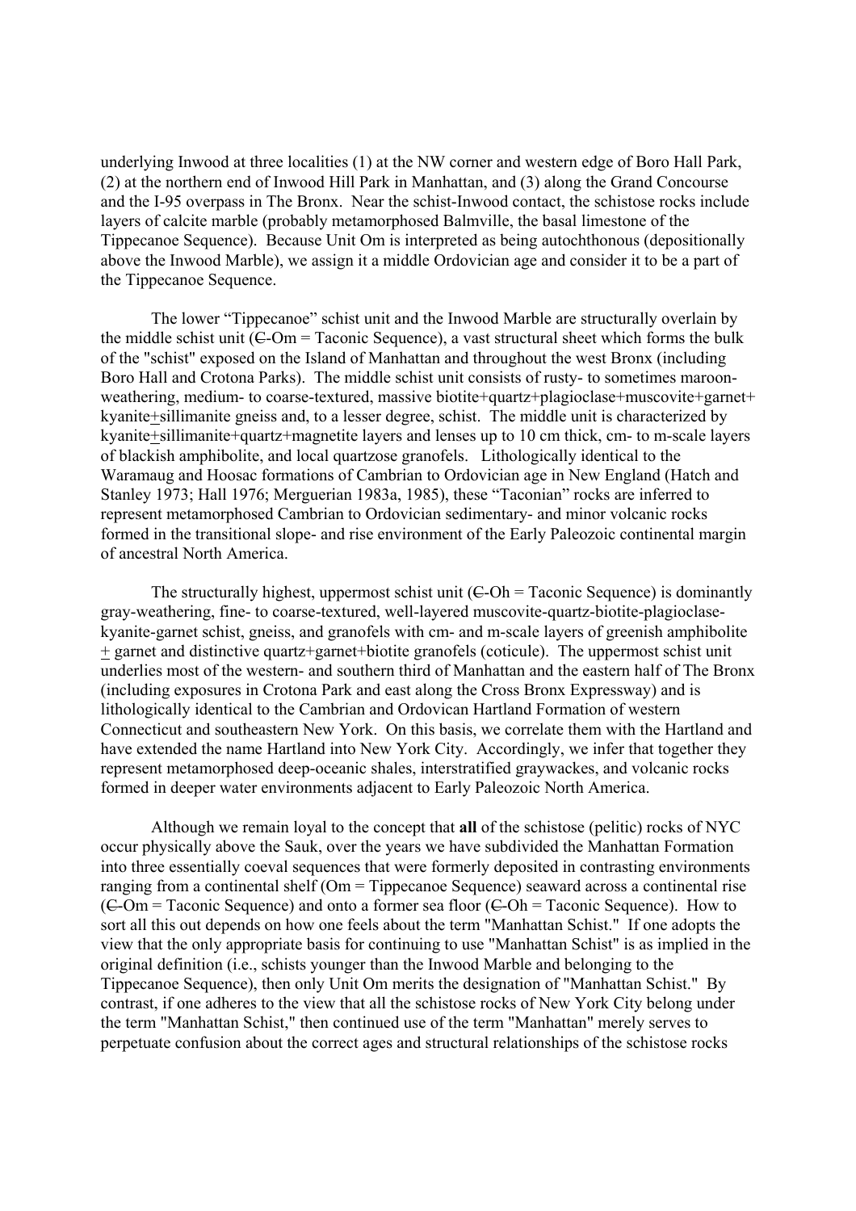underlying Inwood at three localities (1) at the NW corner and western edge of Boro Hall Park, (2) at the northern end of Inwood Hill Park in Manhattan, and (3) along the Grand Concourse and the I-95 overpass in The Bronx. Near the schist-Inwood contact, the schistose rocks include layers of calcite marble (probably metamorphosed Balmville, the basal limestone of the Tippecanoe Sequence). Because Unit Om is interpreted as being autochthonous (depositionally above the Inwood Marble), we assign it a middle Ordovician age and consider it to be a part of the Tippecanoe Sequence.

The lower "Tippecanoe" schist unit and the Inwood Marble are structurally overlain by the middle schist unit (Ꞓ-Om = Taconic Sequence), a vast structural sheet which forms the bulk of the "schist" exposed on the Island of Manhattan and throughout the west Bronx (including Boro Hall and Crotona Parks). The middle schist unit consists of rusty- to sometimes maroon-weathering, medium- to coarse-textured, massive biotite+quartz+plagioclase+muscovite+garnet+kyanite±sillimanite gneiss and, to a lesser degree, schist. The middle unit is characterized by kyanite±sillimanite+quartz+magnetite layers and lenses up to 10 cm thick, cm- to m-scale layers of blackish amphibolite, and local quartzose granofels. Lithologically identical to the Waramaug and Hoosac formations of Cambrian to Ordovician age in New England (Hatch and Stanley 1973; Hall 1976; Merguerian 1983a, 1985), these "Taconian" rocks are inferred to represent metamorphosed Cambrian to Ordovician sedimentary- and minor volcanic rocks formed in the transitional slope- and rise environment of the Early Paleozoic continental margin of ancestral North America.

The structurally highest, uppermost schist unit (Ꞓ-Oh = Taconic Sequence) is dominantly gray-weathering, fine- to coarse-textured, well-layered muscovite-quartz-biotite-plagioclase-kyanite-garnet schist, gneiss, and granofels with cm- and m-scale layers of greenish amphibolite ± garnet and distinctive quartz+garnet+biotite granofels (coticule). The uppermost schist unit underlies most of the western- and southern third of Manhattan and the eastern half of The Bronx (including exposures in Crotona Park and east along the Cross Bronx Expressway) and is lithologically identical to the Cambrian and Ordovican Hartland Formation of western Connecticut and southeastern New York. On this basis, we correlate them with the Hartland and have extended the name Hartland into New York City. Accordingly, we infer that together they represent metamorphosed deep-oceanic shales, interstratified graywackes, and volcanic rocks formed in deeper water environments adjacent to Early Paleozoic North America.

Although we remain loyal to the concept that **all** of the schistose (pelitic) rocks of NYC occur physically above the Sauk, over the years we have subdivided the Manhattan Formation into three essentially coeval sequences that were formerly deposited in contrasting environments ranging from a continental shelf (Om = Tippecanoe Sequence) seaward across a continental rise (Ꞓ-Om = Taconic Sequence) and onto a former sea floor (Ꞓ-Oh = Taconic Sequence). How to sort all this out depends on how one feels about the term "Manhattan Schist." If one adopts the view that the only appropriate basis for continuing to use "Manhattan Schist" is as implied in the original definition (i.e., schists younger than the Inwood Marble and belonging to the Tippecanoe Sequence), then only Unit Om merits the designation of "Manhattan Schist." By contrast, if one adheres to the view that all the schistose rocks of New York City belong under the term "Manhattan Schist," then continued use of the term "Manhattan" merely serves to perpetuate confusion about the correct ages and structural relationships of the schistose rocks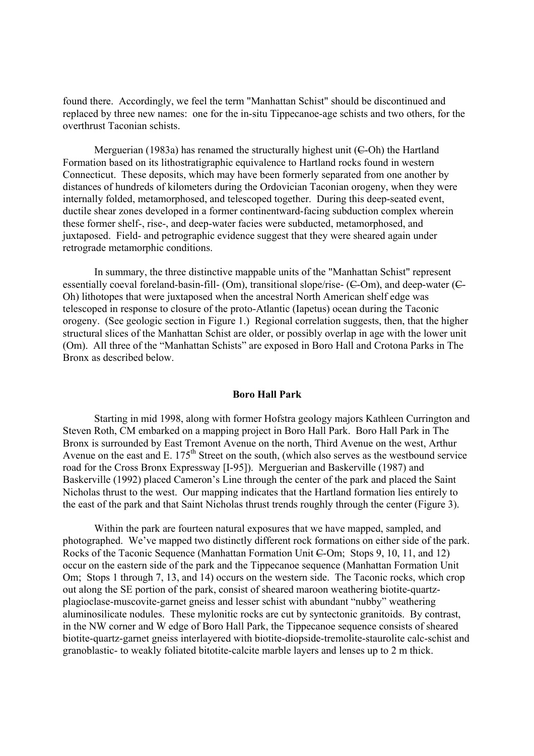found there. Accordingly, we feel the term "Manhattan Schist" should be discontinued and replaced by three new names: one for the in-situ Tippecanoe-age schists and two others, for the overthrust Taconian schists.

Merguerian (1983a) has renamed the structurally highest unit (Ꞓ-Oh) the Hartland Formation based on its lithostratigraphic equivalence to Hartland rocks found in western Connecticut. These deposits, which may have been formerly separated from one another by distances of hundreds of kilometers during the Ordovician Taconian orogeny, when they were internally folded, metamorphosed, and telescoped together. During this deep-seated event, ductile shear zones developed in a former continentward-facing subduction complex wherein these former shelf-, rise-, and deep-water facies were subducted, metamorphosed, and juxtaposed. Field- and petrographic evidence suggest that they were sheared again under retrograde metamorphic conditions.

In summary, the three distinctive mappable units of the "Manhattan Schist" represent essentially coeval foreland-basin-fill- (Om), transitional slope/rise- (Ꞓ-Om), and deep-water (Ꞓ-Oh) lithotopes that were juxtaposed when the ancestral North American shelf edge was telescoped in response to closure of the proto-Atlantic (Iapetus) ocean during the Taconic orogeny. (See geologic section in Figure 1.) Regional correlation suggests, then, that the higher structural slices of the Manhattan Schist are older, or possibly overlap in age with the lower unit (Om). All three of the "Manhattan Schists" are exposed in Boro Hall and Crotona Parks in The Bronx as described below.

## Boro Hall Park

Starting in mid 1998, along with former Hofstra geology majors Kathleen Currington and Steven Roth, CM embarked on a mapping project in Boro Hall Park. Boro Hall Park in The Bronx is surrounded by East Tremont Avenue on the north, Third Avenue on the west, Arthur Avenue on the east and E. 175th Street on the south, (which also serves as the westbound service road for the Cross Bronx Expressway [I-95]). Merguerian and Baskerville (1987) and Baskerville (1992) placed Cameron's Line through the center of the park and placed the Saint Nicholas thrust to the west. Our mapping indicates that the Hartland formation lies entirely to the east of the park and that Saint Nicholas thrust trends roughly through the center (Figure 3).

Within the park are fourteen natural exposures that we have mapped, sampled, and photographed. We've mapped two distinctly different rock formations on either side of the park. Rocks of the Taconic Sequence (Manhattan Formation Unit Ꞓ-Om; Stops 9, 10, 11, and 12) occur on the eastern side of the park and the Tippecanoe sequence (Manhattan Formation Unit Om; Stops 1 through 7, 13, and 14) occurs on the western side. The Taconic rocks, which crop out along the SE portion of the park, consist of sheared maroon weathering biotite-quartz-plagioclase-muscovite-garnet gneiss and lesser schist with abundant "nubby" weathering aluminosilicate nodules. These mylonitic rocks are cut by syntectonic granitoids. By contrast, in the NW corner and W edge of Boro Hall Park, the Tippecanoe sequence consists of sheared biotite-quartz-garnet gneiss interlayered with biotite-diopside-tremolite-staurolite calc-schist and granoblastic- to weakly foliated bitotite-calcite marble layers and lenses up to 2 m thick.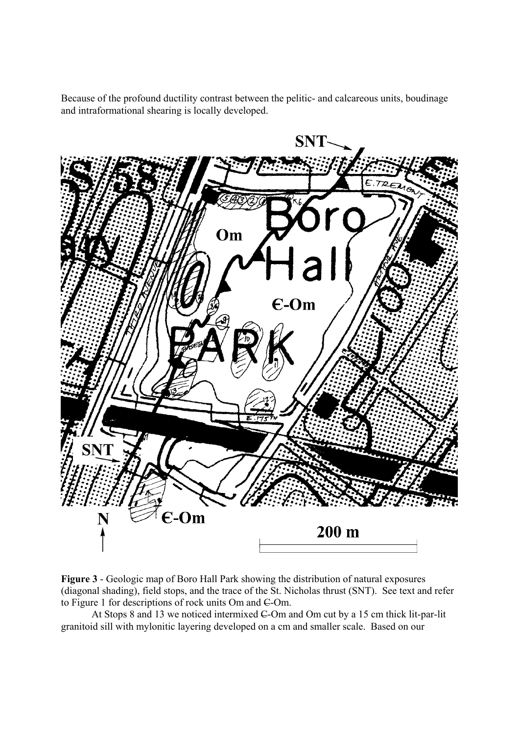Because of the profound ductility contrast between the pelitic- and calcareous units, boudinage and intraformational shearing is locally developed.

**Figure 3** - Geologic map of Boro Hall Park showing the distribution of natural exposures (diagonal shading), field stops, and the trace of the St. Nicholas thrust (SNT). See text and refer to Figure 1 for descriptions of rock units Om and Є-Om.

At Stops 8 and 13 we noticed intermixed Є-Om and Om cut by a 15 cm thick lit-par-lit granitoid sill with mylonitic layering developed on a cm and smaller scale. Based on our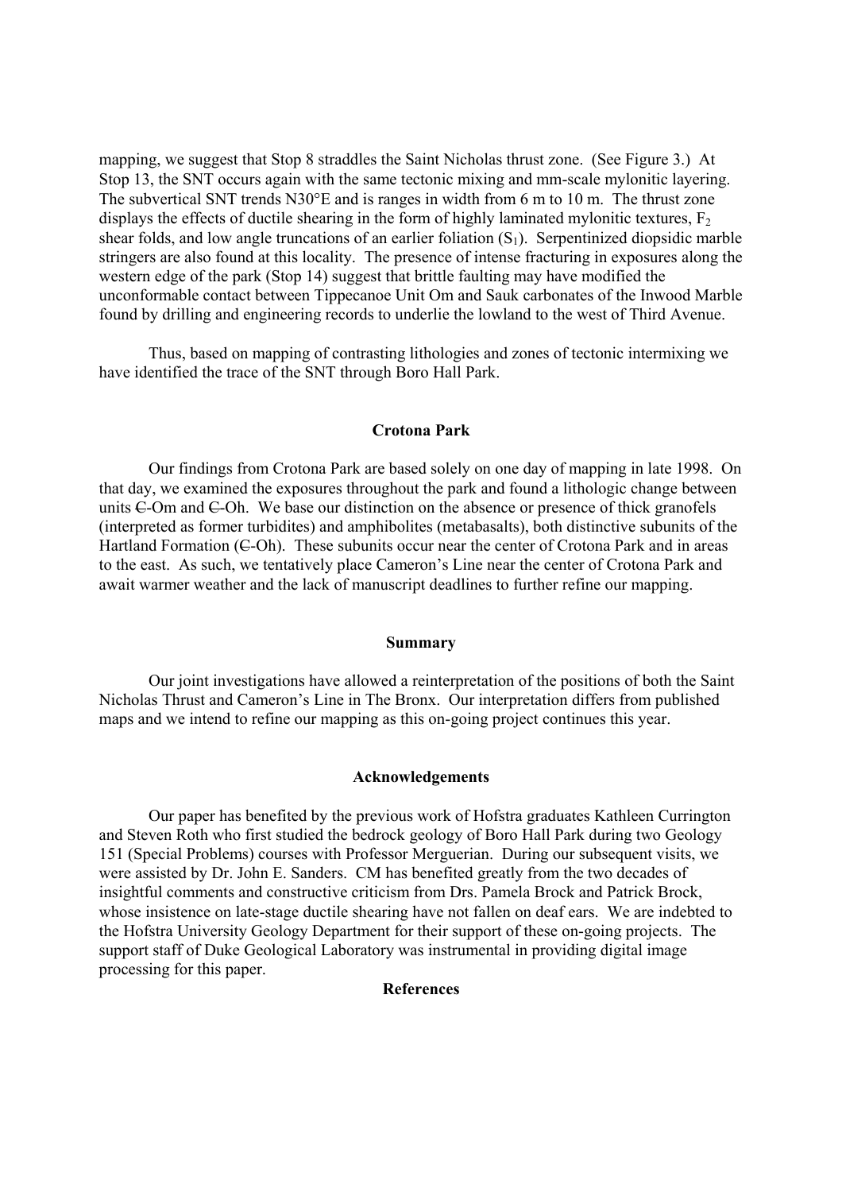mapping, we suggest that Stop 8 straddles the Saint Nicholas thrust zone. (See Figure 3.) At Stop 13, the SNT occurs again with the same tectonic mixing and mm-scale mylonitic layering. The subvertical SNT trends N30°E and is ranges in width from 6 m to 10 m. The thrust zone displays the effects of ductile shearing in the form of highly laminated mylonitic textures, $F_2$ shear folds, and low angle truncations of an earlier foliation ($S_1$). Serpentinized diopsidic marble stringers are also found at this locality. The presence of intense fracturing in exposures along the western edge of the park (Stop 14) suggest that brittle faulting may have modified the unconformable contact between Tippecanoe Unit Om and Sauk carbonates of the Inwood Marble found by drilling and engineering records to underlie the lowland to the west of Third Avenue.

Thus, based on mapping of contrasting lithologies and zones of tectonic intermixing we have identified the trace of the SNT through Boro Hall Park.

## Crotona Park

Our findings from Crotona Park are based solely on one day of mapping in late 1998. On that day, we examined the exposures throughout the park and found a lithologic change between units Ꞓ-Om and Ꞓ-Oh. We base our distinction on the absence or presence of thick granofels (interpreted as former turbidites) and amphibolites (metabasalts), both distinctive subunits of the Hartland Formation (Ꞓ-Oh). These subunits occur near the center of Crotona Park and in areas to the east. As such, we tentatively place Cameron's Line near the center of Crotona Park and await warmer weather and the lack of manuscript deadlines to further refine our mapping.

## Summary

Our joint investigations have allowed a reinterpretation of the positions of both the Saint Nicholas Thrust and Cameron's Line in The Bronx. Our interpretation differs from published maps and we intend to refine our mapping as this on-going project continues this year.

## Acknowledgements

Our paper has benefited by the previous work of Hofstra graduates Kathleen Currington and Steven Roth who first studied the bedrock geology of Boro Hall Park during two Geology 151 (Special Problems) courses with Professor Merguerian. During our subsequent visits, we were assisted by Dr. John E. Sanders. CM has benefited greatly from the two decades of insightful comments and constructive criticism from Drs. Pamela Brock and Patrick Brock, whose insistence on late-stage ductile shearing have not fallen on deaf ears. We are indebted to the Hofstra University Geology Department for their support of these on-going projects. The support staff of Duke Geological Laboratory was instrumental in providing digital image processing for this paper.

## References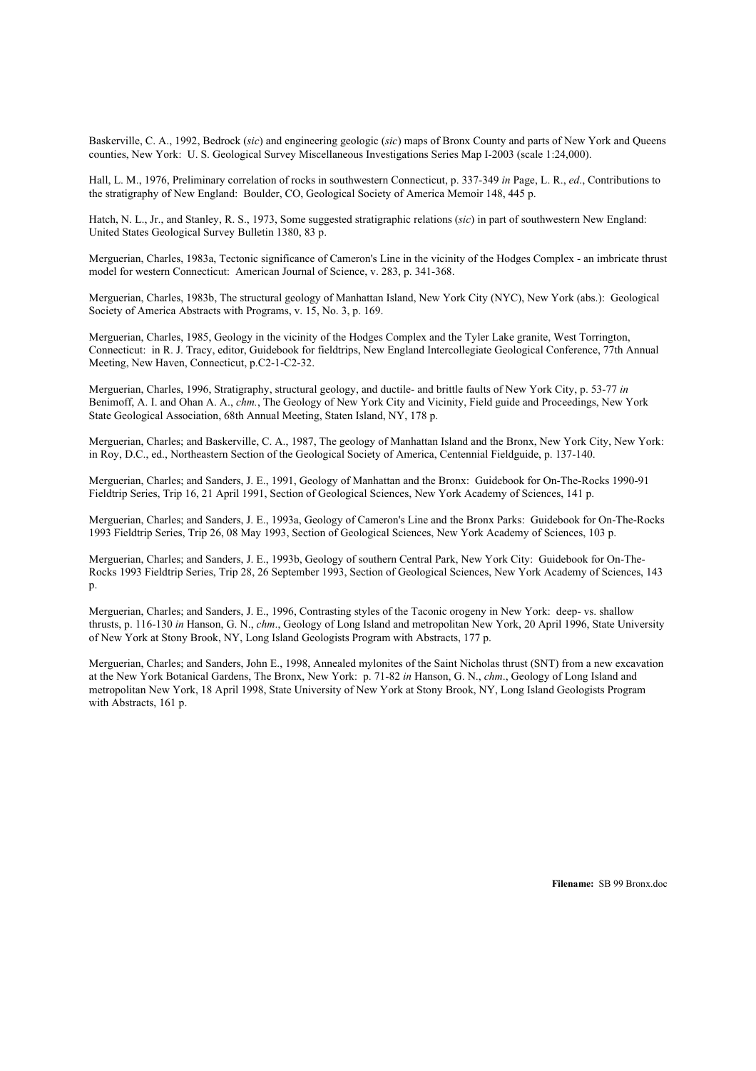Baskerville, C. A., 1992, Bedrock (*sic*) and engineering geologic (*sic*) maps of Bronx County and parts of New York and Queens counties, New York: U. S. Geological Survey Miscellaneous Investigations Series Map I-2003 (scale 1:24,000).

Hall, L. M., 1976, Preliminary correlation of rocks in southwestern Connecticut, p. 337-349 *in* Page, L. R., *ed*., Contributions to the stratigraphy of New England: Boulder, CO, Geological Society of America Memoir 148, 445 p.

Hatch, N. L., Jr., and Stanley, R. S., 1973, Some suggested stratigraphic relations (*sic*) in part of southwestern New England: United States Geological Survey Bulletin 1380, 83 p.

Merguerian, Charles, 1983a, Tectonic significance of Cameron's Line in the vicinity of the Hodges Complex - an imbricate thrust model for western Connecticut: American Journal of Science, v. 283, p. 341-368.

Merguerian, Charles, 1983b, The structural geology of Manhattan Island, New York City (NYC), New York (abs.): Geological Society of America Abstracts with Programs, v. 15, No. 3, p. 169.

Merguerian, Charles, 1985, Geology in the vicinity of the Hodges Complex and the Tyler Lake granite, West Torrington, Connecticut: in R. J. Tracy, editor, Guidebook for fieldtrips, New England Intercollegiate Geological Conference, 77th Annual Meeting, New Haven, Connecticut, p.C2-1-C2-32.

Merguerian, Charles, 1996, Stratigraphy, structural geology, and ductile- and brittle faults of New York City, p. 53-77 *in* Benimoff, A. I. and Ohan A. A., *chm.*, The Geology of New York City and Vicinity, Field guide and Proceedings, New York State Geological Association, 68th Annual Meeting, Staten Island, NY, 178 p.

Merguerian, Charles; and Baskerville, C. A., 1987, The geology of Manhattan Island and the Bronx, New York City, New York: in Roy, D.C., ed., Northeastern Section of the Geological Society of America, Centennial Fieldguide, p. 137-140.

Merguerian, Charles; and Sanders, J. E., 1991, Geology of Manhattan and the Bronx: Guidebook for On-The-Rocks 1990-91 Fieldtrip Series, Trip 16, 21 April 1991, Section of Geological Sciences, New York Academy of Sciences, 141 p.

Merguerian, Charles; and Sanders, J. E., 1993a, Geology of Cameron's Line and the Bronx Parks: Guidebook for On-The-Rocks 1993 Fieldtrip Series, Trip 26, 08 May 1993, Section of Geological Sciences, New York Academy of Sciences, 103 p.

Merguerian, Charles; and Sanders, J. E., 1993b, Geology of southern Central Park, New York City: Guidebook for On-The-Rocks 1993 Fieldtrip Series, Trip 28, 26 September 1993, Section of Geological Sciences, New York Academy of Sciences, 143 p.

Merguerian, Charles; and Sanders, J. E., 1996, Contrasting styles of the Taconic orogeny in New York: deep- vs. shallow thrusts, p. 116-130 *in* Hanson, G. N., *chm*., Geology of Long Island and metropolitan New York, 20 April 1996, State University of New York at Stony Brook, NY, Long Island Geologists Program with Abstracts, 177 p.

Merguerian, Charles; and Sanders, John E., 1998, Annealed mylonites of the Saint Nicholas thrust (SNT) from a new excavation at the New York Botanical Gardens, The Bronx, New York: p. 71-82 *in* Hanson, G. N., *chm*., Geology of Long Island and metropolitan New York, 18 April 1998, State University of New York at Stony Brook, NY, Long Island Geologists Program with Abstracts, 161 p.

**Filename:** SB 99 Bronx.doc